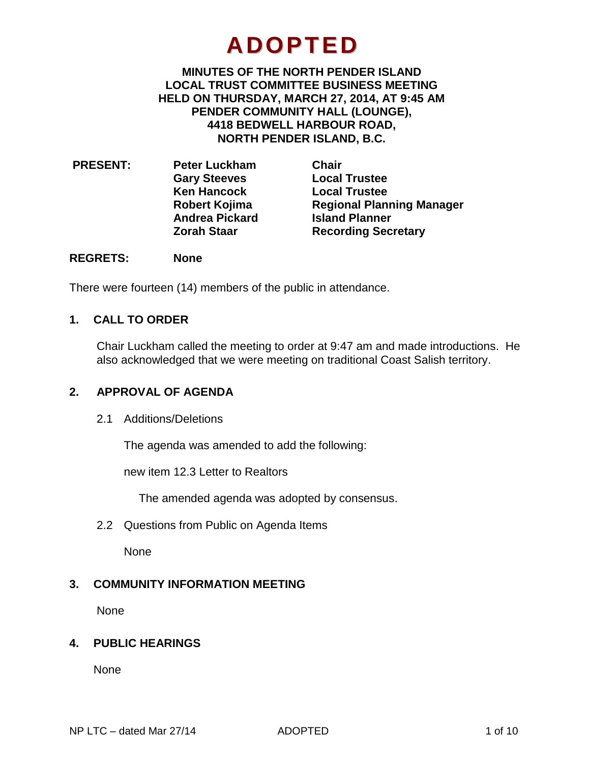# ADOPTED

**MINUTES OF THE NORTH PENDER ISLAND LOCAL TRUST COMMITTEE BUSINESS MEETING HELD ON THURSDAY, MARCH 27, 2014, AT 9:45 AM PENDER COMMUNITY HALL (LOUNGE), 4418 BEDWELL HARBOUR ROAD, NORTH PENDER ISLAND, B.C.**

| | | |
|---|---|---|
| **PRESENT:** | **Peter Luckham** | **Chair** |
| | **Gary Steeves** | **Local Trustee** |
| | **Ken Hancock** | **Local Trustee** |
| | **Robert Kojima** | **Regional Planning Manager** |
| | **Andrea Pickard** | **Island Planner** |
| | **Zorah Staar** | **Recording Secretary** |

**REGRETS:** **None**

There were fourteen (14) members of the public in attendance.

## 1. CALL TO ORDER

Chair Luckham called the meeting to order at 9:47 am and made introductions. He also acknowledged that we were meeting on traditional Coast Salish territory.

## 2. APPROVAL OF AGENDA

2.1 Additions/Deletions

The agenda was amended to add the following:

new item 12.3 Letter to Realtors

The amended agenda was adopted by consensus.

2.2 Questions from Public on Agenda Items

None

## 3. COMMUNITY INFORMATION MEETING

None

## 4. PUBLIC HEARINGS

None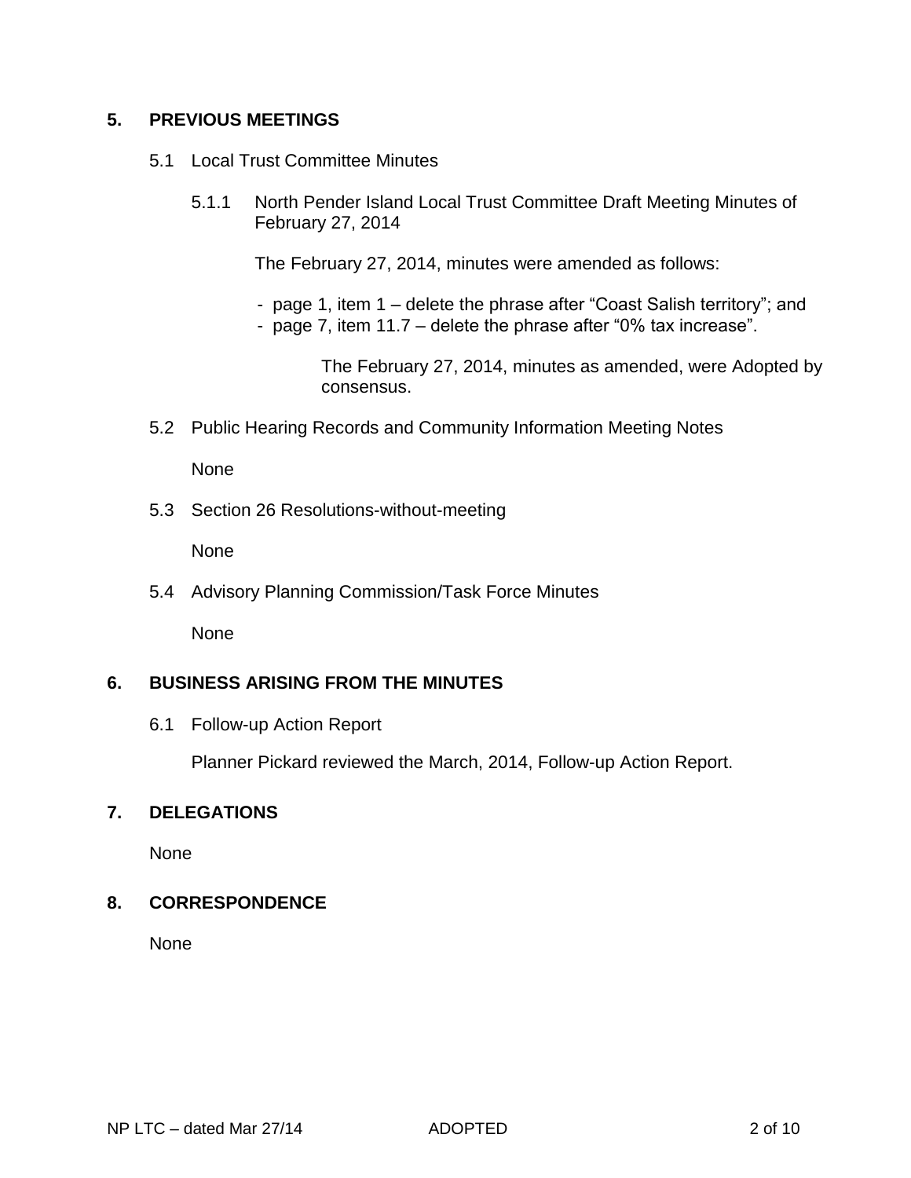## 5. PREVIOUS MEETINGS

5.1 Local Trust Committee Minutes

5.1.1 North Pender Island Local Trust Committee Draft Meeting Minutes of February 27, 2014

The February 27, 2014, minutes were amended as follows:

- page 1, item 1 – delete the phrase after “Coast Salish territory”; and
- page 7, item 11.7 – delete the phrase after “0% tax increase”.

The February 27, 2014, minutes as amended, were Adopted by consensus.

5.2 Public Hearing Records and Community Information Meeting Notes

None

5.3 Section 26 Resolutions-without-meeting

None

5.4 Advisory Planning Commission/Task Force Minutes

None

## 6. BUSINESS ARISING FROM THE MINUTES

6.1 Follow-up Action Report

Planner Pickard reviewed the March, 2014, Follow-up Action Report.

## 7. DELEGATIONS

None

## 8. CORRESPONDENCE

None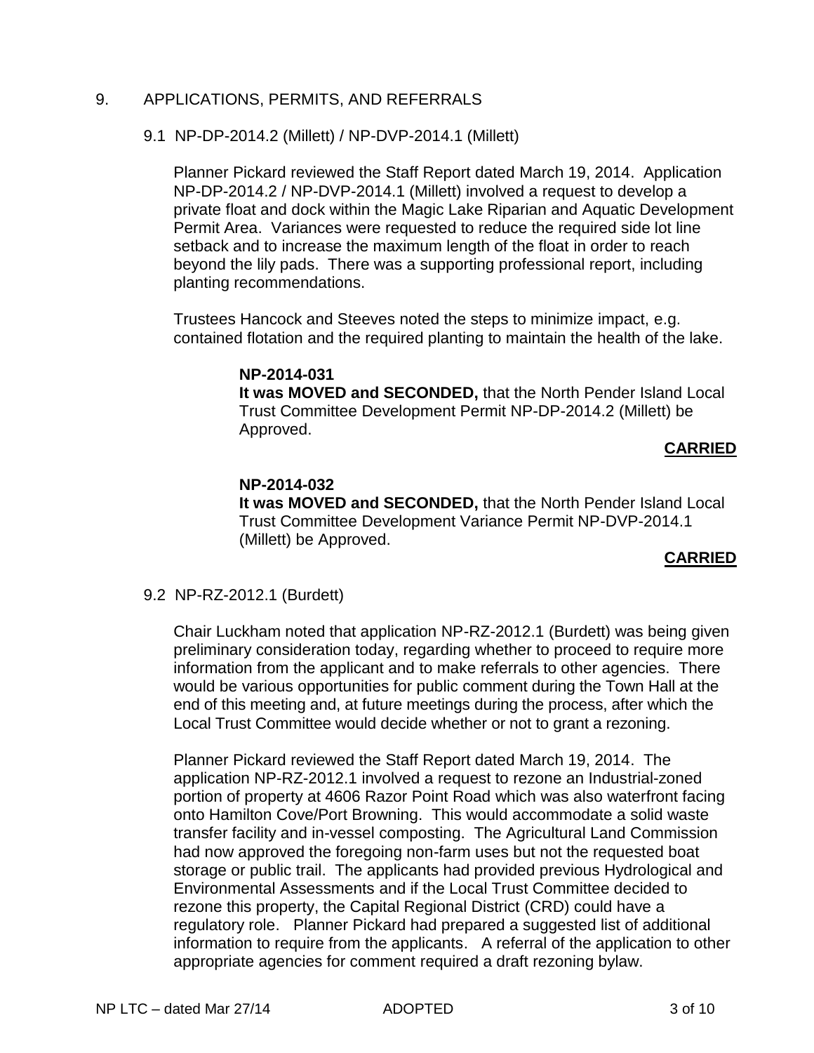## 9. APPLICATIONS, PERMITS, AND REFERRALS

### 9.1 NP-DP-2014.2 (Millett) / NP-DVP-2014.1 (Millett)

Planner Pickard reviewed the Staff Report dated March 19, 2014. Application NP-DP-2014.2 / NP-DVP-2014.1 (Millett) involved a request to develop a private float and dock within the Magic Lake Riparian and Aquatic Development Permit Area. Variances were requested to reduce the required side lot line setback and to increase the maximum length of the float in order to reach beyond the lily pads. There was a supporting professional report, including planting recommendations.

Trustees Hancock and Steeves noted the steps to minimize impact, e.g. contained flotation and the required planting to maintain the health of the lake.

**NP-2014-031**
**It was MOVED and SECONDED,** that the North Pender Island Local Trust Committee Development Permit NP-DP-2014.2 (Millett) be Approved.

**CARRIED**

**NP-2014-032**
**It was MOVED and SECONDED,** that the North Pender Island Local Trust Committee Development Variance Permit NP-DVP-2014.1 (Millett) be Approved.

**CARRIED**

### 9.2 NP-RZ-2012.1 (Burdett)

Chair Luckham noted that application NP-RZ-2012.1 (Burdett) was being given preliminary consideration today, regarding whether to proceed to require more information from the applicant and to make referrals to other agencies. There would be various opportunities for public comment during the Town Hall at the end of this meeting and, at future meetings during the process, after which the Local Trust Committee would decide whether or not to grant a rezoning.

Planner Pickard reviewed the Staff Report dated March 19, 2014. The application NP-RZ-2012.1 involved a request to rezone an Industrial-zoned portion of property at 4606 Razor Point Road which was also waterfront facing onto Hamilton Cove/Port Browning. This would accommodate a solid waste transfer facility and in-vessel composting. The Agricultural Land Commission had now approved the foregoing non-farm uses but not the requested boat storage or public trail. The applicants had provided previous Hydrological and Environmental Assessments and if the Local Trust Committee decided to rezone this property, the Capital Regional District (CRD) could have a regulatory role. Planner Pickard had prepared a suggested list of additional information to require from the applicants. A referral of the application to other appropriate agencies for comment required a draft rezoning bylaw.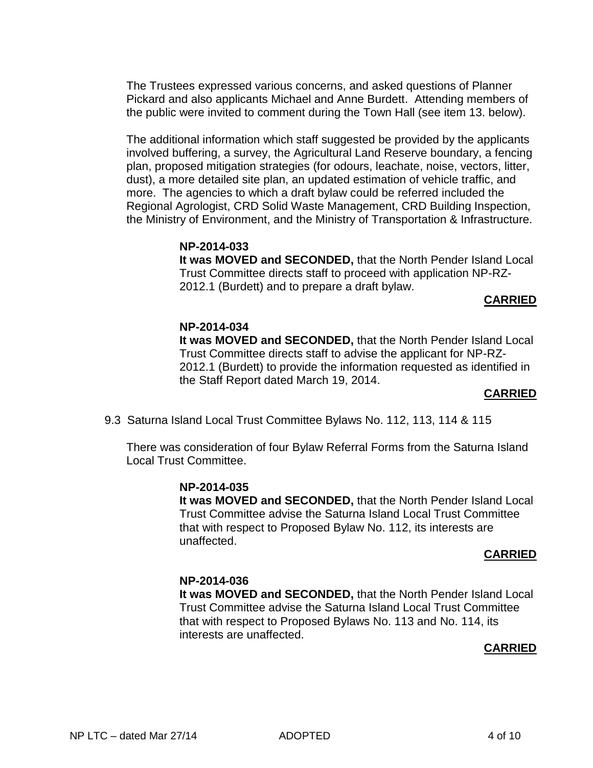The Trustees expressed various concerns, and asked questions of Planner Pickard and also applicants Michael and Anne Burdett. Attending members of the public were invited to comment during the Town Hall (see item 13. below).

The additional information which staff suggested be provided by the applicants involved buffering, a survey, the Agricultural Land Reserve boundary, a fencing plan, proposed mitigation strategies (for odours, leachate, noise, vectors, litter, dust), a more detailed site plan, an updated estimation of vehicle traffic, and more. The agencies to which a draft bylaw could be referred included the Regional Agrologist, CRD Solid Waste Management, CRD Building Inspection, the Ministry of Environment, and the Ministry of Transportation & Infrastructure.

**NP-2014-033**
**It was MOVED and SECONDED,** that the North Pender Island Local Trust Committee directs staff to proceed with application NP-RZ-2012.1 (Burdett) and to prepare a draft bylaw.

**CARRIED**

**NP-2014-034**
**It was MOVED and SECONDED,** that the North Pender Island Local Trust Committee directs staff to advise the applicant for NP-RZ-2012.1 (Burdett) to provide the information requested as identified in the Staff Report dated March 19, 2014.

**CARRIED**

9.3 Saturna Island Local Trust Committee Bylaws No. 112, 113, 114 & 115

There was consideration of four Bylaw Referral Forms from the Saturna Island Local Trust Committee.

**NP-2014-035**
**It was MOVED and SECONDED,** that the North Pender Island Local Trust Committee advise the Saturna Island Local Trust Committee that with respect to Proposed Bylaw No. 112, its interests are unaffected.

**CARRIED**

**NP-2014-036**
**It was MOVED and SECONDED,** that the North Pender Island Local Trust Committee advise the Saturna Island Local Trust Committee that with respect to Proposed Bylaws No. 113 and No. 114, its interests are unaffected.

**CARRIED**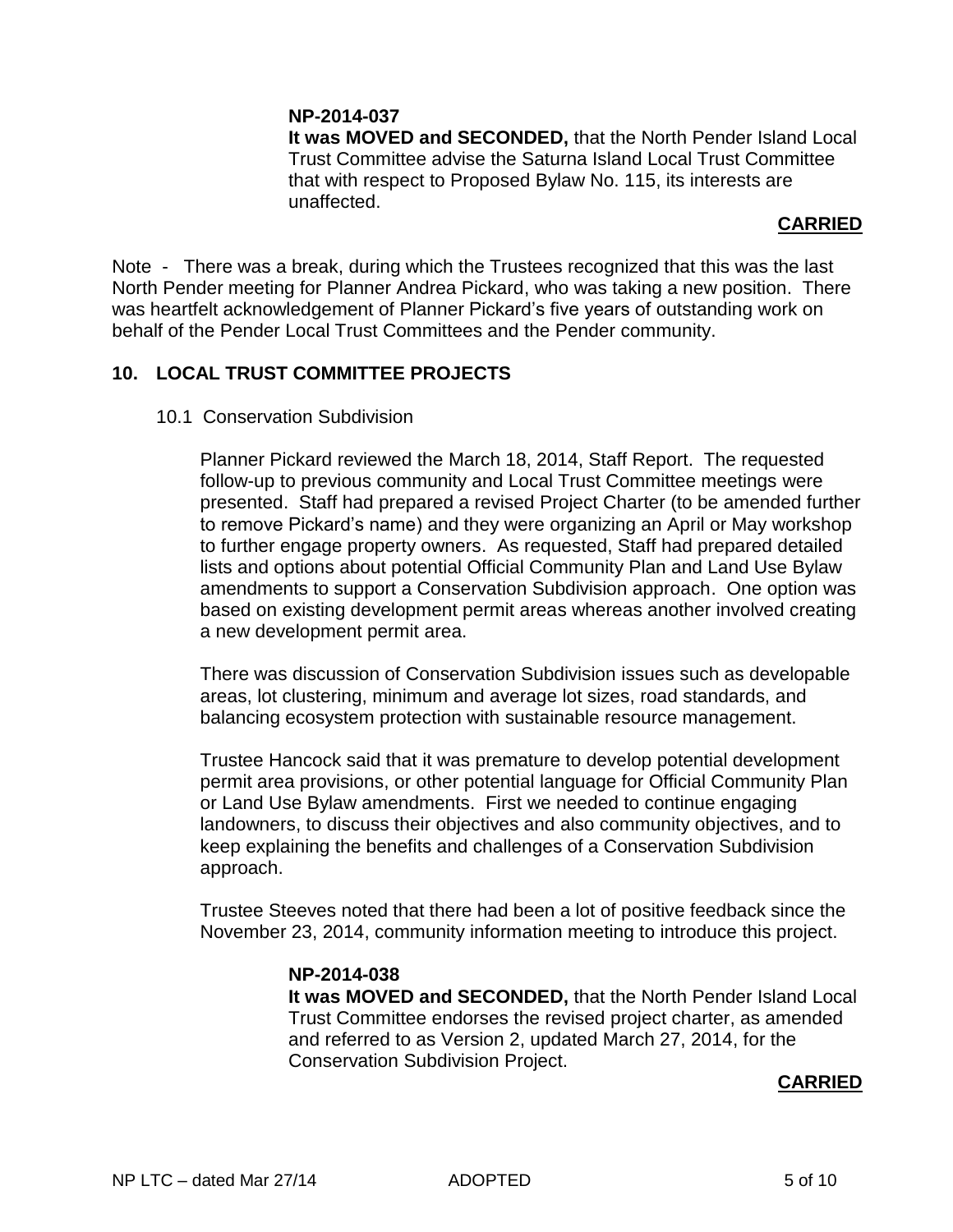**NP-2014-037**

**It was MOVED and SECONDED,** that the North Pender Island Local Trust Committee advise the Saturna Island Local Trust Committee that with respect to Proposed Bylaw No. 115, its interests are unaffected.

**CARRIED**

Note - There was a break, during which the Trustees recognized that this was the last North Pender meeting for Planner Andrea Pickard, who was taking a new position. There was heartfelt acknowledgement of Planner Pickard's five years of outstanding work on behalf of the Pender Local Trust Committees and the Pender community.

## 10. LOCAL TRUST COMMITTEE PROJECTS

### 10.1 Conservation Subdivision

Planner Pickard reviewed the March 18, 2014, Staff Report. The requested follow-up to previous community and Local Trust Committee meetings were presented. Staff had prepared a revised Project Charter (to be amended further to remove Pickard's name) and they were organizing an April or May workshop to further engage property owners. As requested, Staff had prepared detailed lists and options about potential Official Community Plan and Land Use Bylaw amendments to support a Conservation Subdivision approach. One option was based on existing development permit areas whereas another involved creating a new development permit area.

There was discussion of Conservation Subdivision issues such as developable areas, lot clustering, minimum and average lot sizes, road standards, and balancing ecosystem protection with sustainable resource management.

Trustee Hancock said that it was premature to develop potential development permit area provisions, or other potential language for Official Community Plan or Land Use Bylaw amendments. First we needed to continue engaging landowners, to discuss their objectives and also community objectives, and to keep explaining the benefits and challenges of a Conservation Subdivision approach.

Trustee Steeves noted that there had been a lot of positive feedback since the November 23, 2014, community information meeting to introduce this project.

**NP-2014-038**

**It was MOVED and SECONDED,** that the North Pender Island Local Trust Committee endorses the revised project charter, as amended and referred to as Version 2, updated March 27, 2014, for the Conservation Subdivision Project.

**CARRIED**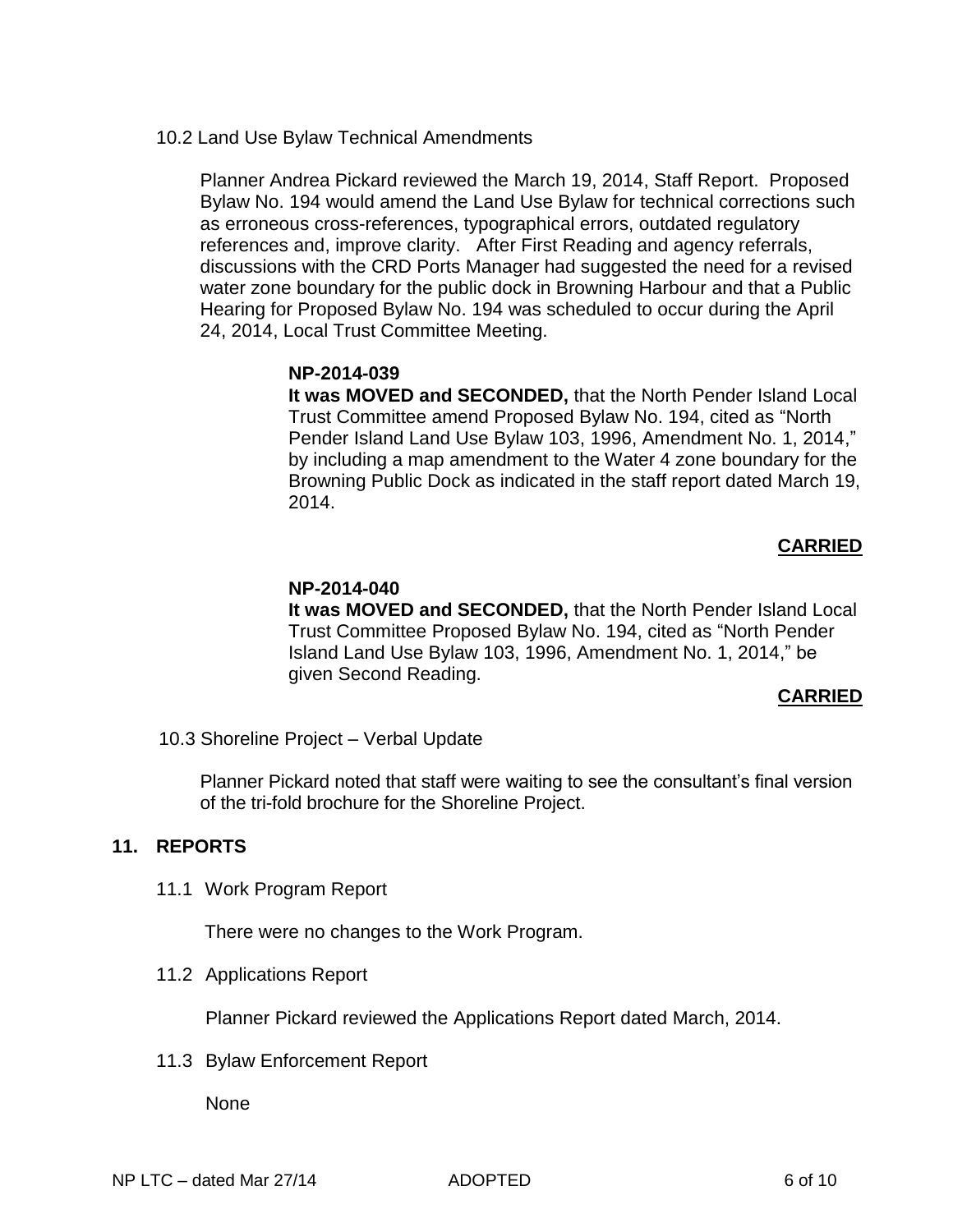10.2 Land Use Bylaw Technical Amendments

Planner Andrea Pickard reviewed the March 19, 2014, Staff Report. Proposed Bylaw No. 194 would amend the Land Use Bylaw for technical corrections such as erroneous cross-references, typographical errors, outdated regulatory references and, improve clarity. After First Reading and agency referrals, discussions with the CRD Ports Manager had suggested the need for a revised water zone boundary for the public dock in Browning Harbour and that a Public Hearing for Proposed Bylaw No. 194 was scheduled to occur during the April 24, 2014, Local Trust Committee Meeting.

**NP-2014-039**
**It was MOVED and SECONDED,** that the North Pender Island Local Trust Committee amend Proposed Bylaw No. 194, cited as "North Pender Island Land Use Bylaw 103, 1996, Amendment No. 1, 2014," by including a map amendment to the Water 4 zone boundary for the Browning Public Dock as indicated in the staff report dated March 19, 2014.

**CARRIED**

**NP-2014-040**
**It was MOVED and SECONDED,** that the North Pender Island Local Trust Committee Proposed Bylaw No. 194, cited as "North Pender Island Land Use Bylaw 103, 1996, Amendment No. 1, 2014," be given Second Reading.

**CARRIED**

10.3 Shoreline Project – Verbal Update

Planner Pickard noted that staff were waiting to see the consultant's final version of the tri-fold brochure for the Shoreline Project.

## 11. REPORTS

11.1 Work Program Report

There were no changes to the Work Program.

11.2 Applications Report

Planner Pickard reviewed the Applications Report dated March, 2014.

11.3 Bylaw Enforcement Report

None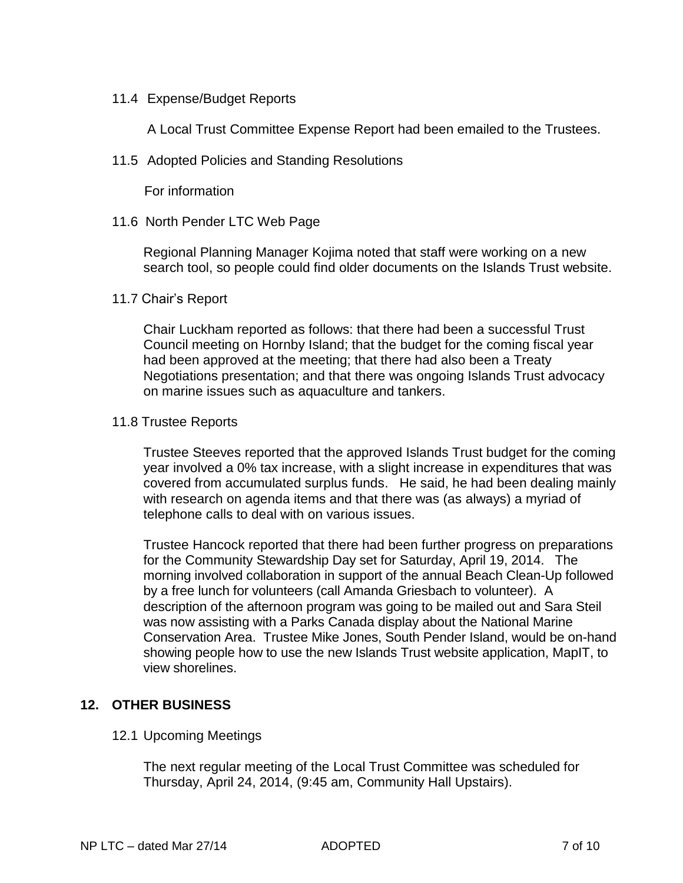### 11.4 Expense/Budget Reports

A Local Trust Committee Expense Report had been emailed to the Trustees.

### 11.5 Adopted Policies and Standing Resolutions

For information

### 11.6 North Pender LTC Web Page

Regional Planning Manager Kojima noted that staff were working on a new search tool, so people could find older documents on the Islands Trust website.

### 11.7 Chair's Report

Chair Luckham reported as follows: that there had been a successful Trust Council meeting on Hornby Island; that the budget for the coming fiscal year had been approved at the meeting; that there had also been a Treaty Negotiations presentation; and that there was ongoing Islands Trust advocacy on marine issues such as aquaculture and tankers.

### 11.8 Trustee Reports

Trustee Steeves reported that the approved Islands Trust budget for the coming year involved a 0% tax increase, with a slight increase in expenditures that was covered from accumulated surplus funds. He said, he had been dealing mainly with research on agenda items and that there was (as always) a myriad of telephone calls to deal with on various issues.

Trustee Hancock reported that there had been further progress on preparations for the Community Stewardship Day set for Saturday, April 19, 2014. The morning involved collaboration in support of the annual Beach Clean-Up followed by a free lunch for volunteers (call Amanda Griesbach to volunteer). A description of the afternoon program was going to be mailed out and Sara Steil was now assisting with a Parks Canada display about the National Marine Conservation Area. Trustee Mike Jones, South Pender Island, would be on-hand showing people how to use the new Islands Trust website application, MapIT, to view shorelines.

## 12. OTHER BUSINESS

### 12.1 Upcoming Meetings

The next regular meeting of the Local Trust Committee was scheduled for Thursday, April 24, 2014, (9:45 am, Community Hall Upstairs).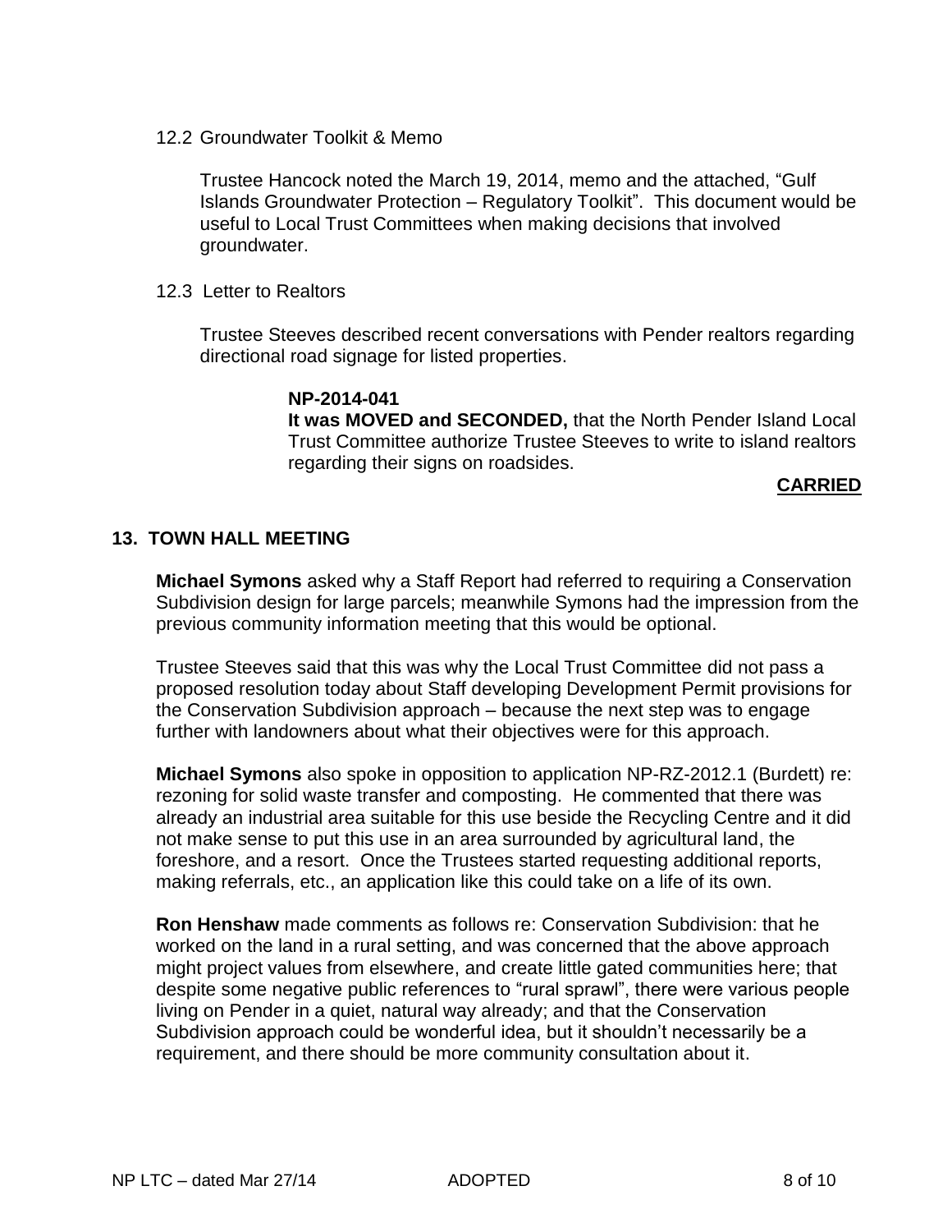12.2 Groundwater Toolkit & Memo

Trustee Hancock noted the March 19, 2014, memo and the attached, "Gulf Islands Groundwater Protection – Regulatory Toolkit". This document would be useful to Local Trust Committees when making decisions that involved groundwater.

12.3 Letter to Realtors

Trustee Steeves described recent conversations with Pender realtors regarding directional road signage for listed properties.

> **NP-2014-041**
> **It was MOVED and SECONDED,** that the North Pender Island Local Trust Committee authorize Trustee Steeves to write to island realtors regarding their signs on roadsides.
>
> **CARRIED**

## 13. TOWN HALL MEETING

**Michael Symons** asked why a Staff Report had referred to requiring a Conservation Subdivision design for large parcels; meanwhile Symons had the impression from the previous community information meeting that this would be optional.

Trustee Steeves said that this was why the Local Trust Committee did not pass a proposed resolution today about Staff developing Development Permit provisions for the Conservation Subdivision approach – because the next step was to engage further with landowners about what their objectives were for this approach.

**Michael Symons** also spoke in opposition to application NP-RZ-2012.1 (Burdett) re: rezoning for solid waste transfer and composting. He commented that there was already an industrial area suitable for this use beside the Recycling Centre and it did not make sense to put this use in an area surrounded by agricultural land, the foreshore, and a resort. Once the Trustees started requesting additional reports, making referrals, etc., an application like this could take on a life of its own.

**Ron Henshaw** made comments as follows re: Conservation Subdivision: that he worked on the land in a rural setting, and was concerned that the above approach might project values from elsewhere, and create little gated communities here; that despite some negative public references to "rural sprawl", there were various people living on Pender in a quiet, natural way already; and that the Conservation Subdivision approach could be wonderful idea, but it shouldn't necessarily be a requirement, and there should be more community consultation about it.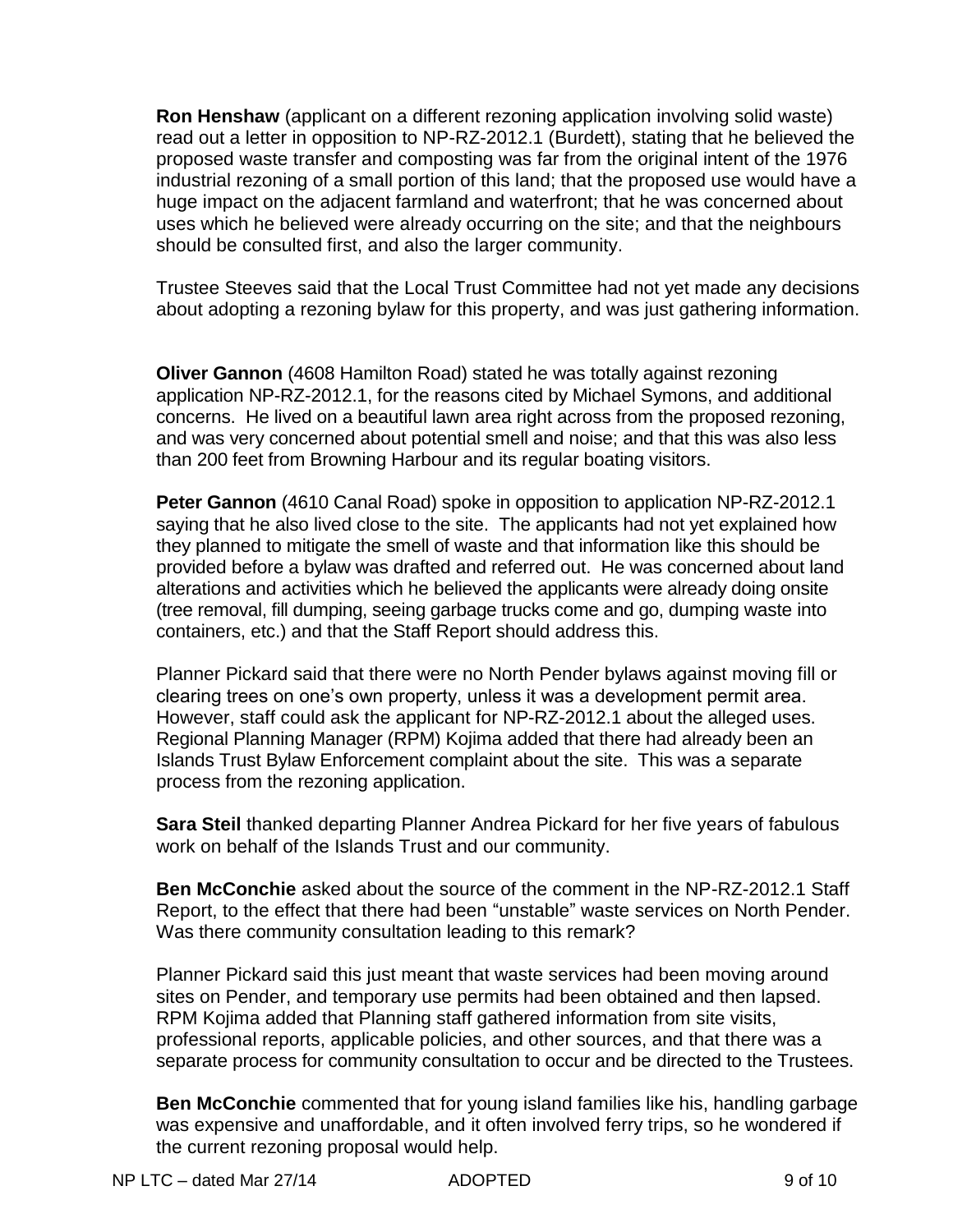**Ron Henshaw** (applicant on a different rezoning application involving solid waste) read out a letter in opposition to NP-RZ-2012.1 (Burdett), stating that he believed the proposed waste transfer and composting was far from the original intent of the 1976 industrial rezoning of a small portion of this land; that the proposed use would have a huge impact on the adjacent farmland and waterfront; that he was concerned about uses which he believed were already occurring on the site; and that the neighbours should be consulted first, and also the larger community.

Trustee Steeves said that the Local Trust Committee had not yet made any decisions about adopting a rezoning bylaw for this property, and was just gathering information.

**Oliver Gannon** (4608 Hamilton Road) stated he was totally against rezoning application NP-RZ-2012.1, for the reasons cited by Michael Symons, and additional concerns. He lived on a beautiful lawn area right across from the proposed rezoning, and was very concerned about potential smell and noise; and that this was also less than 200 feet from Browning Harbour and its regular boating visitors.

**Peter Gannon** (4610 Canal Road) spoke in opposition to application NP-RZ-2012.1 saying that he also lived close to the site. The applicants had not yet explained how they planned to mitigate the smell of waste and that information like this should be provided before a bylaw was drafted and referred out. He was concerned about land alterations and activities which he believed the applicants were already doing onsite (tree removal, fill dumping, seeing garbage trucks come and go, dumping waste into containers, etc.) and that the Staff Report should address this.

Planner Pickard said that there were no North Pender bylaws against moving fill or clearing trees on one's own property, unless it was a development permit area. However, staff could ask the applicant for NP-RZ-2012.1 about the alleged uses. Regional Planning Manager (RPM) Kojima added that there had already been an Islands Trust Bylaw Enforcement complaint about the site. This was a separate process from the rezoning application.

**Sara Steil** thanked departing Planner Andrea Pickard for her five years of fabulous work on behalf of the Islands Trust and our community.

**Ben McConchie** asked about the source of the comment in the NP-RZ-2012.1 Staff Report, to the effect that there had been "unstable" waste services on North Pender. Was there community consultation leading to this remark?

Planner Pickard said this just meant that waste services had been moving around sites on Pender, and temporary use permits had been obtained and then lapsed. RPM Kojima added that Planning staff gathered information from site visits, professional reports, applicable policies, and other sources, and that there was a separate process for community consultation to occur and be directed to the Trustees.

**Ben McConchie** commented that for young island families like his, handling garbage was expensive and unaffordable, and it often involved ferry trips, so he wondered if the current rezoning proposal would help.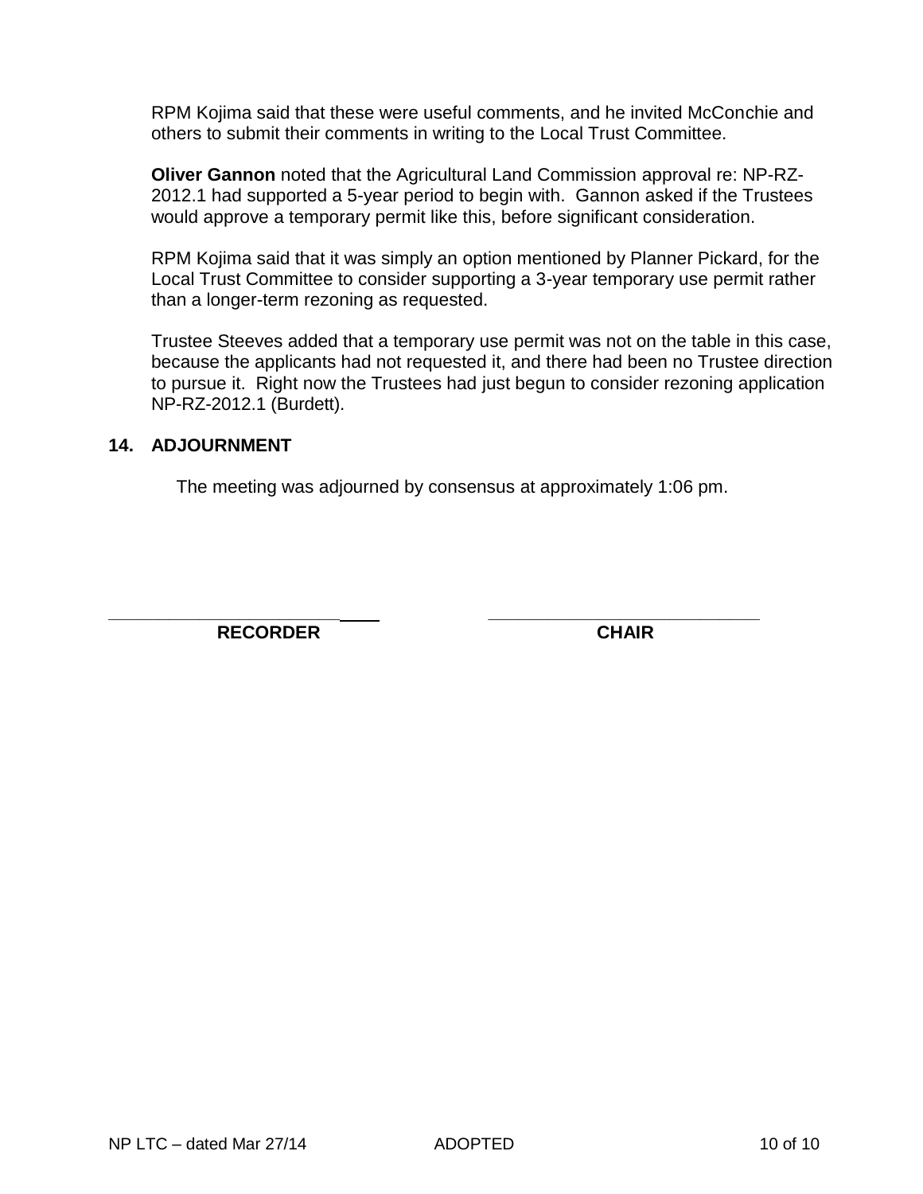RPM Kojima said that these were useful comments, and he invited McConchie and others to submit their comments in writing to the Local Trust Committee.

**Oliver Gannon** noted that the Agricultural Land Commission approval re: NP-RZ-2012.1 had supported a 5-year period to begin with. Gannon asked if the Trustees would approve a temporary permit like this, before significant consideration.

RPM Kojima said that it was simply an option mentioned by Planner Pickard, for the Local Trust Committee to consider supporting a 3-year temporary use permit rather than a longer-term rezoning as requested.

Trustee Steeves added that a temporary use permit was not on the table in this case, because the applicants had not requested it, and there had been no Trustee direction to pursue it. Right now the Trustees had just begun to consider rezoning application NP-RZ-2012.1 (Burdett).

## 14. ADJOURNMENT

The meeting was adjourned by consensus at approximately 1:06 pm.

\_\_\_\_\_\_\_\_\_\_\_\_\_\_\_\_\_\_\_\_\_\_\_\_\_\_\_\_
**RECORDER**

\_\_\_\_\_\_\_\_\_\_\_\_\_\_\_\_\_\_\_\_\_\_\_\_\_\_\_\_
**CHAIR**